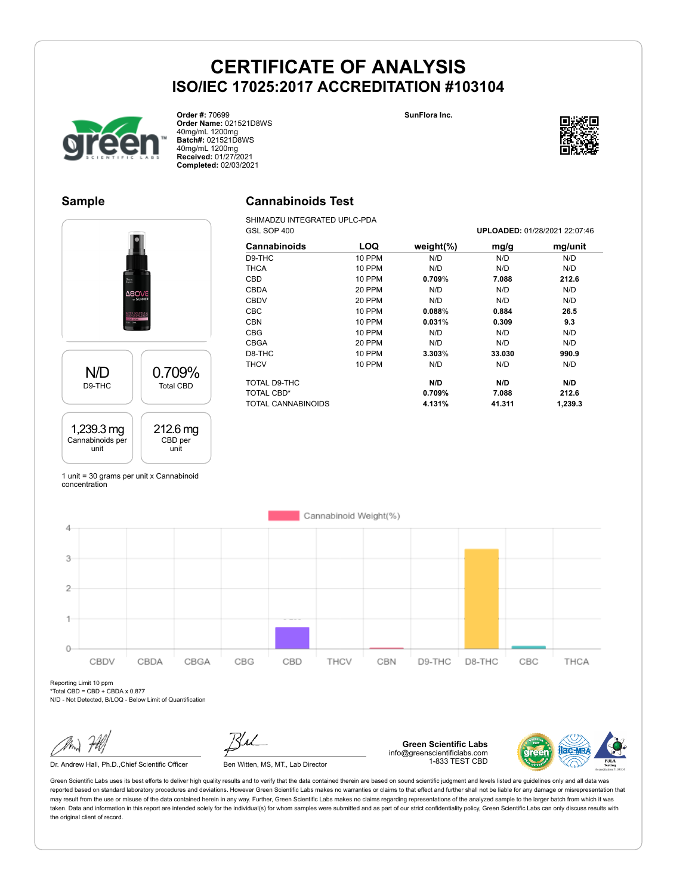# CERTIFICATE OF ANALYSIS

## ISO/IEC 17025:2017 ACCREDITATION #103104

**Order #:** 70699
**Order Name:** 021521D8WS 40mg/mL 1200mg
**Batch#:** 021521D8WS 40mg/mL 1200mg
**Received:** 01/27/2021
**Completed:** 02/03/2021

**SunFlora Inc.**

## Sample

| N/D | 0.709% |
|---|---|
| D9-THC | Total CBD |

| 1,239.3 mg | 212.6 mg |
|---|---|
| Cannabinoids per unit | CBD per unit |

1 unit = 30 grams per unit x Cannabinoid concentration

## Cannabinoids Test

SHIMADZU INTEGRATED UPLC-PDA
GSL SOP 400

**UPLOADED:** 01/28/2021 22:07:46

| Cannabinoids | LOQ | weight(%) | mg/g | mg/unit |
|---|---|---|---|---|
| D9-THC | 10 PPM | N/D | N/D | N/D |
| THCA | 10 PPM | N/D | N/D | N/D |
| CBD | 10 PPM | **0.709%** | **7.088** | **212.6** |
| CBDA | 20 PPM | N/D | N/D | N/D |
| CBDV | 20 PPM | N/D | N/D | N/D |
| CBC | 10 PPM | **0.088%** | **0.884** | **26.5** |
| CBN | 10 PPM | **0.031%** | **0.309** | **9.3** |
| CBG | 10 PPM | N/D | N/D | N/D |
| CBGA | 20 PPM | N/D | N/D | N/D |
| D8-THC | 10 PPM | **3.303%** | **33.030** | **990.9** |
| THCV | 10 PPM | N/D | N/D | N/D |
| TOTAL D9-THC | | **N/D** | **N/D** | **N/D** |
| TOTAL CBD* | | **0.709%** | **7.088** | **212.6** |
| TOTAL CANNABINOIDS | | **4.131%** | **41.311** | **1,239.3** |

Cannabinoid Weight(%)

| | CBDV | CBDA | CBGA | CBG | CBD | THCV | CBN | D9-THC | D8-THC | CBC | THCA |
|---|---|---|---|---|---|---|---|---|---|---|---|
| Weight(%) | | | | | 0.709 | | 0.031 | | 3.303 | 0.088 | |

Reporting Limit 10 ppm
*Total CBD = CBD + CBDA x 0.877
N/D - Not Detected, B/LOQ - Below Limit of Quantification

Dr. Andrew Hall, Ph.D.,Chief Scientific Officer

Ben Witten, MS, MT., Lab Director

**Green Scientific Labs**
info@greenscientificlabs.com
1-833 TEST CBD

Green Scientific Labs uses its best efforts to deliver high quality results and to verify that the data contained therein are based on sound scientific judgment and levels listed are guidelines only and all data was reported based on standard laboratory procedures and deviations. However Green Scientific Labs makes no warranties or claims to that effect and further shall not be liable for any damage or misrepresentation that may result from the use or misuse of the data contained herein in any way. Further, Green Scientific Labs makes no claims regarding representations of the analyzed sample to the larger batch from which it was taken. Data and information in this report are intended solely for the individual(s) for whom samples were submitted and as part of our strict confidentiality policy, Green Scientific Labs can only discuss results with the original client of record.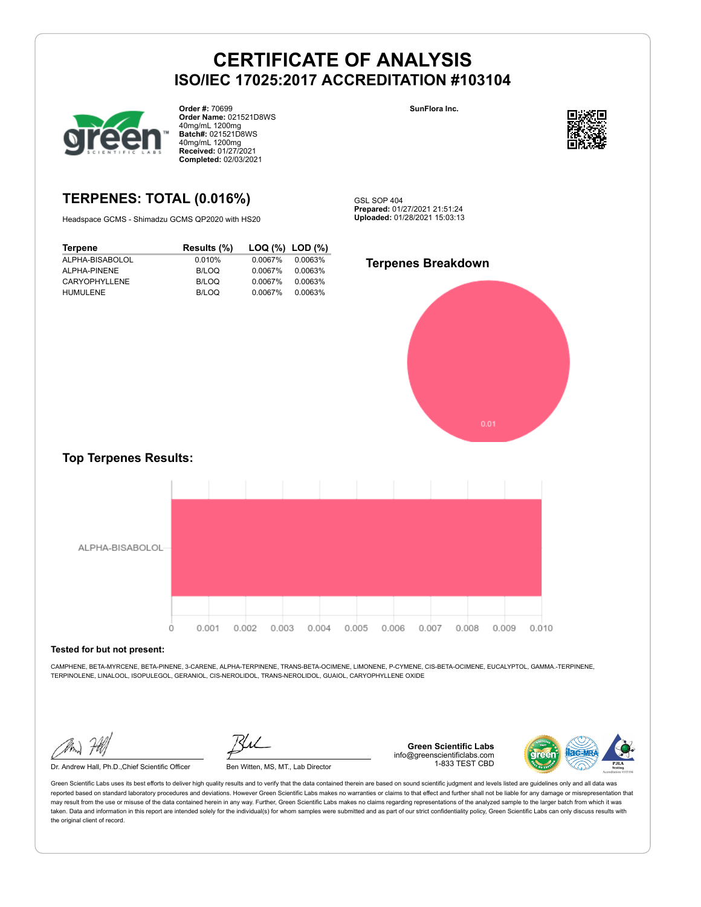# CERTIFICATE OF ANALYSIS
## ISO/IEC 17025:2017 ACCREDITATION #103104

**Order #:** 70699
**Order Name:** 021521D8WS 40mg/mL 1200mg
**Batch#:** 021521D8WS 40mg/mL 1200mg
**Received:** 01/27/2021
**Completed:** 02/03/2021

**SunFlora Inc.**

## TERPENES: TOTAL (0.016%)

Headspace GCMS - Shimadzu GCMS QP2020 with HS20

GSL SOP 404
**Prepared:** 01/27/2021 21:51:24
**Uploaded:** 01/28/2021 15:03:13

| Terpene | Results (%) | LOQ (%) | LOD (%) |
|---|---|---|---|
| ALPHA-BISABOLOL | 0.010% | 0.0067% | 0.0063% |
| ALPHA-PINENE | B/LOQ | 0.0067% | 0.0063% |
| CARYOPHYLLENE | B/LOQ | 0.0067% | 0.0063% |
| HUMULENE | B/LOQ | 0.0067% | 0.0063% |

### Terpenes Breakdown

0.01

### Top Terpenes Results:

ALPHA-BISABOLOL

0 0.001 0.002 0.003 0.004 0.005 0.006 0.007 0.008 0.009 0.010

**Tested for but not present:**

CAMPHENE, BETA-MYRCENE, BETA-PINENE, 3-CARENE, ALPHA-TERPINENE, TRANS-BETA-OCIMENE, LIMONENE, P-CYMENE, CIS-BETA-OCIMENE, EUCALYPTOL, GAMMA.-TERPINENE, TERPINOLENE, LINALOOL, ISOPULEGOL, GERANIOL, CIS-NEROLIDOL, TRANS-NEROLIDOL, GUAIOL, CARYOPHYLLENE OXIDE

Dr. Andrew Hall, Ph.D.,Chief Scientific Officer

Ben Witten, MS, MT., Lab Director

**Green Scientific Labs**
info@greenscientificlabs.com
1-833 TEST CBD

Green Scientific Labs uses its best efforts to deliver high quality results and to verify that the data contained therein are based on sound scientific judgment and levels listed are guidelines only and all data was reported based on standard laboratory procedures and deviations. However Green Scientific Labs makes no warranties or claims to that effect and further shall not be liable for any damage or misrepresentation that may result from the use or misuse of the data contained herein in any way. Further, Green Scientific Labs makes no claims regarding representations of the analyzed sample to the larger batch from which it was taken. Data and information in this report are intended solely for the individual(s) for whom samples were submitted and as part of our strict confidentiality policy, Green Scientific Labs can only discuss results with the original client of record.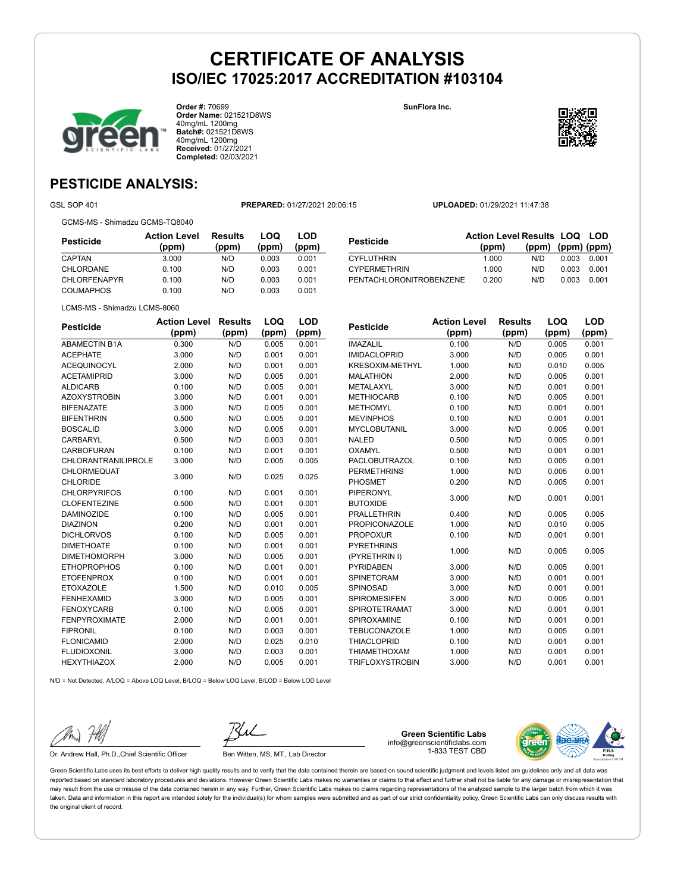# CERTIFICATE OF ANALYSIS
## ISO/IEC 17025:2017 ACCREDITATION #103104

**Order #:** 70699
**Order Name:** 021521D8WS 40mg/mL 1200mg
**Batch#:** 021521D8WS 40mg/mL 1200mg
**Received:** 01/27/2021
**Completed:** 02/03/2021

**SunFlora Inc.**

## PESTICIDE ANALYSIS:

GSL SOP 401 **PREPARED:** 01/27/2021 20:06:15 **UPLOADED:** 01/29/2021 11:47:38

GCMS-MS - Shimadzu GCMS-TQ8040

| Pesticide | Action Level (ppm) | Results (ppm) | LOQ (ppm) | LOD (ppm) |
|---|---|---|---|---|
| CAPTAN | 3.000 | N/D | 0.003 | 0.001 |
| CHLORDANE | 0.100 | N/D | 0.003 | 0.001 |
| CHLORFENAPYR | 0.100 | N/D | 0.003 | 0.001 |
| COUMAPHOS | 0.100 | N/D | 0.003 | 0.001 |
| CYFLUTHRIN | 1.000 | N/D | 0.003 | 0.001 |
| CYPERMETHRIN | 1.000 | N/D | 0.003 | 0.001 |
| PENTACHLORONITROBENZENE | 0.200 | N/D | 0.003 | 0.001 |

LCMS-MS - Shimadzu LCMS-8060

| Pesticide | Action Level (ppm) | Results (ppm) | LOQ (ppm) | LOD (ppm) |
|---|---|---|---|---|
| ABAMECTIN B1A | 0.300 | N/D | 0.005 | 0.001 |
| ACEPHATE | 3.000 | N/D | 0.001 | 0.001 |
| ACEQUINOCYL | 2.000 | N/D | 0.001 | 0.001 |
| ACETAMIPRID | 3.000 | N/D | 0.005 | 0.001 |
| ALDICARB | 0.100 | N/D | 0.005 | 0.001 |
| AZOXYSTROBIN | 3.000 | N/D | 0.001 | 0.001 |
| BIFENAZATE | 3.000 | N/D | 0.005 | 0.001 |
| BIFENTHRIN | 0.500 | N/D | 0.005 | 0.001 |
| BOSCALID | 3.000 | N/D | 0.005 | 0.001 |
| CARBARYL | 0.500 | N/D | 0.003 | 0.001 |
| CARBOFURAN | 0.100 | N/D | 0.001 | 0.001 |
| CHLORANTRANILIPROLE | 3.000 | N/D | 0.005 | 0.005 |
| CHLORMEQUAT CHLORIDE | 3.000 | N/D | 0.025 | 0.025 |
| CHLORPYRIFOS | 0.100 | N/D | 0.001 | 0.001 |
| CLOFENTEZINE | 0.500 | N/D | 0.001 | 0.001 |
| DAMINOZIDE | 0.100 | N/D | 0.005 | 0.001 |
| DIAZINON | 0.200 | N/D | 0.001 | 0.001 |
| DICHLORVOS | 0.100 | N/D | 0.005 | 0.001 |
| DIMETHOATE | 0.100 | N/D | 0.001 | 0.001 |
| DIMETHOMORPH | 3.000 | N/D | 0.005 | 0.001 |
| ETHOPROPHOS | 0.100 | N/D | 0.001 | 0.001 |
| ETOFENPROX | 0.100 | N/D | 0.001 | 0.001 |
| ETOXAZOLE | 1.500 | N/D | 0.010 | 0.005 |
| FENHEXAMID | 3.000 | N/D | 0.005 | 0.001 |
| FENOXYCARB | 0.100 | N/D | 0.005 | 0.001 |
| FENPYROXIMATE | 2.000 | N/D | 0.001 | 0.001 |
| FIPRONIL | 0.100 | N/D | 0.003 | 0.001 |
| FLONICAMID | 2.000 | N/D | 0.025 | 0.010 |
| FLUDIOXONIL | 3.000 | N/D | 0.003 | 0.001 |
| HEXYTHIAZOX | 2.000 | N/D | 0.005 | 0.001 |
| IMAZALIL | 0.100 | N/D | 0.005 | 0.001 |
| IMIDACLOPRID | 3.000 | N/D | 0.005 | 0.001 |
| KRESOXIM-METHYL | 1.000 | N/D | 0.010 | 0.005 |
| MALATHION | 2.000 | N/D | 0.005 | 0.001 |
| METALAXYL | 3.000 | N/D | 0.001 | 0.001 |
| METHIOCARB | 0.100 | N/D | 0.005 | 0.001 |
| METHOMYL | 0.100 | N/D | 0.001 | 0.001 |
| MEVINPHOS | 0.100 | N/D | 0.001 | 0.001 |
| MYCLOBUTANIL | 3.000 | N/D | 0.005 | 0.001 |
| NALED | 0.500 | N/D | 0.005 | 0.001 |
| OXAMYL | 0.500 | N/D | 0.001 | 0.001 |
| PACLOBUTRAZOL | 0.100 | N/D | 0.005 | 0.001 |
| PERMETHRINS | 1.000 | N/D | 0.005 | 0.001 |
| PHOSMET | 0.200 | N/D | 0.005 | 0.001 |
| PIPERONYL BUTOXIDE | 3.000 | N/D | 0.001 | 0.001 |
| PRALLETHRIN | 0.400 | N/D | 0.005 | 0.005 |
| PROPICONAZOLE | 1.000 | N/D | 0.010 | 0.005 |
| PROPOXUR | 0.100 | N/D | 0.001 | 0.001 |
| PYRETHRINS (PYRETHRIN I) | 1.000 | N/D | 0.005 | 0.005 |
| PYRIDABEN | 3.000 | N/D | 0.005 | 0.001 |
| SPINETORAM | 3.000 | N/D | 0.001 | 0.001 |
| SPINOSAD | 3.000 | N/D | 0.001 | 0.001 |
| SPIROMESIFEN | 3.000 | N/D | 0.005 | 0.001 |
| SPIROTETRAMAT | 3.000 | N/D | 0.001 | 0.001 |
| SPIROXAMINE | 0.100 | N/D | 0.001 | 0.001 |
| TEBUCONAZOLE | 1.000 | N/D | 0.005 | 0.001 |
| THIACLOPRID | 0.100 | N/D | 0.001 | 0.001 |
| THIAMETHOXAM | 1.000 | N/D | 0.001 | 0.001 |
| TRIFLOXYSTROBIN | 3.000 | N/D | 0.001 | 0.001 |

N/D = Not Detected, A/LOQ = Above LOQ Level, B/LOQ = Below LOQ Level, B/LOD = Below LOD Level

Dr. Andrew Hall, Ph.D.,Chief Scientific Officer

Ben Witten, MS, MT., Lab Director

**Green Scientific Labs**
info@greenscientificlabs.com
1-833 TEST CBD

Green Scientific Labs uses its best efforts to deliver high quality results and to verify that the data contained therein are based on sound scientific judgment and levels listed are guidelines only and all data was reported based on standard laboratory procedures and deviations. However Green Scientific Labs makes no warranties or claims to that effect and further shall not be liable for any damage or misrepresentation that may result from the use or misuse of the data contained herein in any way. Further, Green Scientific Labs makes no claims regarding representations of the analyzed sample to the larger batch from which it was taken. Data and information in this report are intended solely for the individual(s) for whom samples were submitted and as part of our strict confidentiality policy, Green Scientific Labs can only discuss results with the original client of record.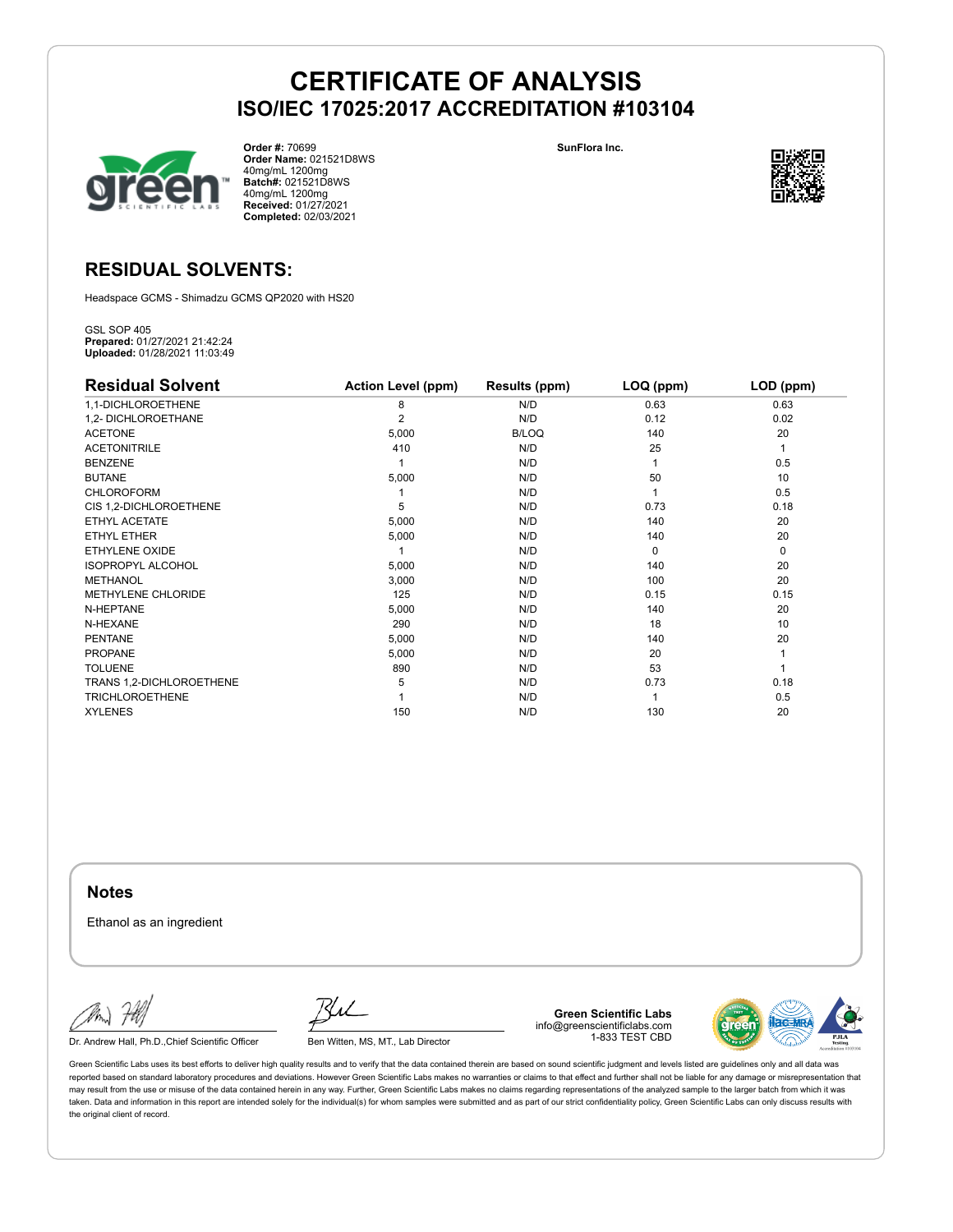# CERTIFICATE OF ANALYSIS

## ISO/IEC 17025:2017 ACCREDITATION #103104

**Order #:** 70699
**Order Name:** 021521D8WS 40mg/mL 1200mg
**Batch#:** 021521D8WS 40mg/mL 1200mg
**Received:** 01/27/2021
**Completed:** 02/03/2021

SunFlora Inc.

## RESIDUAL SOLVENTS:

Headspace GCMS - Shimadzu GCMS QP2020 with HS20

GSL SOP 405
**Prepared:** 01/27/2021 21:42:24
**Uploaded:** 01/28/2021 11:03:49

| Residual Solvent | Action Level (ppm) | Results (ppm) | LOQ (ppm) | LOD (ppm) |
|---|---|---|---|---|
| 1,1-DICHLOROETHENE | 8 | N/D | 0.63 | 0.63 |
| 1,2- DICHLOROETHANE | 2 | N/D | 0.12 | 0.02 |
| ACETONE | 5,000 | B/LOQ | 140 | 20 |
| ACETONITRILE | 410 | N/D | 25 | 1 |
| BENZENE | 1 | N/D | 1 | 0.5 |
| BUTANE | 5,000 | N/D | 50 | 10 |
| CHLOROFORM | 1 | N/D | 1 | 0.5 |
| CIS 1,2-DICHLOROETHENE | 5 | N/D | 0.73 | 0.18 |
| ETHYL ACETATE | 5,000 | N/D | 140 | 20 |
| ETHYL ETHER | 5,000 | N/D | 140 | 20 |
| ETHYLENE OXIDE | 1 | N/D | 0 | 0 |
| ISOPROPYL ALCOHOL | 5,000 | N/D | 140 | 20 |
| METHANOL | 3,000 | N/D | 100 | 20 |
| METHYLENE CHLORIDE | 125 | N/D | 0.15 | 0.15 |
| N-HEPTANE | 5,000 | N/D | 140 | 20 |
| N-HEXANE | 290 | N/D | 18 | 10 |
| PENTANE | 5,000 | N/D | 140 | 20 |
| PROPANE | 5,000 | N/D | 20 | 1 |
| TOLUENE | 890 | N/D | 53 | 1 |
| TRANS 1,2-DICHLOROETHENE | 5 | N/D | 0.73 | 0.18 |
| TRICHLOROETHENE | 1 | N/D | 1 | 0.5 |
| XYLENES | 150 | N/D | 130 | 20 |

### Notes

Ethanol as an ingredient

Dr. Andrew Hall, Ph.D.,Chief Scientific Officer

Ben Witten, MS, MT., Lab Director

**Green Scientific Labs**
info@greenscientificlabs.com
1-833 TEST CBD

Green Scientific Labs uses its best efforts to deliver high quality results and to verify that the data contained therein are based on sound scientific judgment and levels listed are guidelines only and all data was reported based on standard laboratory procedures and deviations. However Green Scientific Labs makes no warranties or claims to that effect and further shall not be liable for any damage or misrepresentation that may result from the use or misuse of the data contained herein in any way. Further, Green Scientific Labs makes no claims regarding representations of the analyzed sample to the larger batch from which it was taken. Data and information in this report are intended solely for the individual(s) for whom samples were submitted and as part of our strict confidentiality policy, Green Scientific Labs can only discuss results with the original client of record.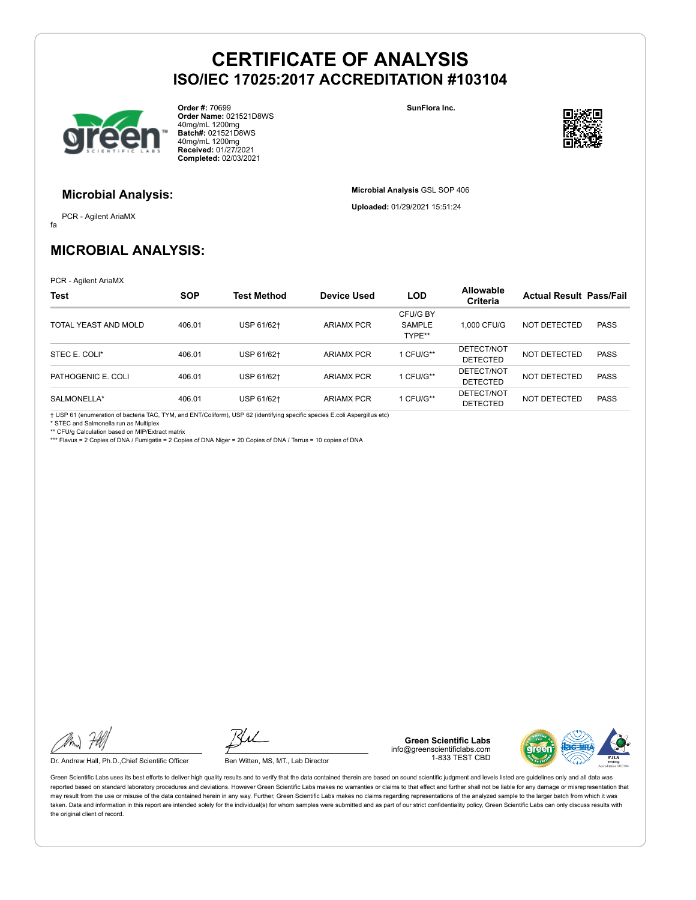# CERTIFICATE OF ANALYSIS
## ISO/IEC 17025:2017 ACCREDITATION #103104

**Order #:** 70699
**Order Name:** 021521D8WS 40mg/mL 1200mg
**Batch#:** 021521D8WS 40mg/mL 1200mg
**Received:** 01/27/2021
**Completed:** 02/03/2021

**SunFlora Inc.**

### Microbial Analysis:

PCR - Agilent AriaMX
fa

**Microbial Analysis** GSL SOP 406

**Uploaded:** 01/29/2021 15:51:24

## MICROBIAL ANALYSIS:

PCR - Agilent AriaMX

| Test | SOP | Test Method | Device Used | LOD | Allowable Criteria | Actual Result | Pass/Fail |
|---|---|---|---|---|---|---|---|
| TOTAL YEAST AND MOLD | 406.01 | USP 61/62† | ARIAMX PCR | CFU/G BY SAMPLE TYPE** | 1,000 CFU/G | NOT DETECTED | PASS |
| STEC E. COLI* | 406.01 | USP 61/62† | ARIAMX PCR | 1 CFU/G** | DETECT/NOT DETECTED | NOT DETECTED | PASS |
| PATHOGENIC E. COLI | 406.01 | USP 61/62† | ARIAMX PCR | 1 CFU/G** | DETECT/NOT DETECTED | NOT DETECTED | PASS |
| SALMONELLA* | 406.01 | USP 61/62† | ARIAMX PCR | 1 CFU/G** | DETECT/NOT DETECTED | NOT DETECTED | PASS |

† USP 61 (enumeration of bacteria TAC, TYM, and ENT/Coliform), USP 62 (identifying specific species E.coli Aspergillus etc)
* STEC and Salmonella run as Multiplex
** CFU/g Calculation based on MIP/Extract matrix
*** Flavus = 2 Copies of DNA / Fumigatis = 2 Copies of DNA Niger = 20 Copies of DNA / Terrus = 10 copies of DNA

Dr. Andrew Hall, Ph.D.,Chief Scientific Officer

Ben Witten, MS, MT., Lab Director

**Green Scientific Labs**
info@greenscientificlabs.com
1-833 TEST CBD

Green Scientific Labs uses its best efforts to deliver high quality results and to verify that the data contained therein are based on sound scientific judgment and levels listed are guidelines only and all data was reported based on standard laboratory procedures and deviations. However Green Scientific Labs makes no warranties or claims to that effect and further shall not be liable for any damage or misrepresentation that may result from the use or misuse of the data contained herein in any way. Further, Green Scientific Labs makes no claims regarding representations of the analyzed sample to the larger batch from which it was taken. Data and information in this report are intended solely for the individual(s) for whom samples were submitted and as part of our strict confidentiality policy, Green Scientific Labs can only discuss results with the original client of record.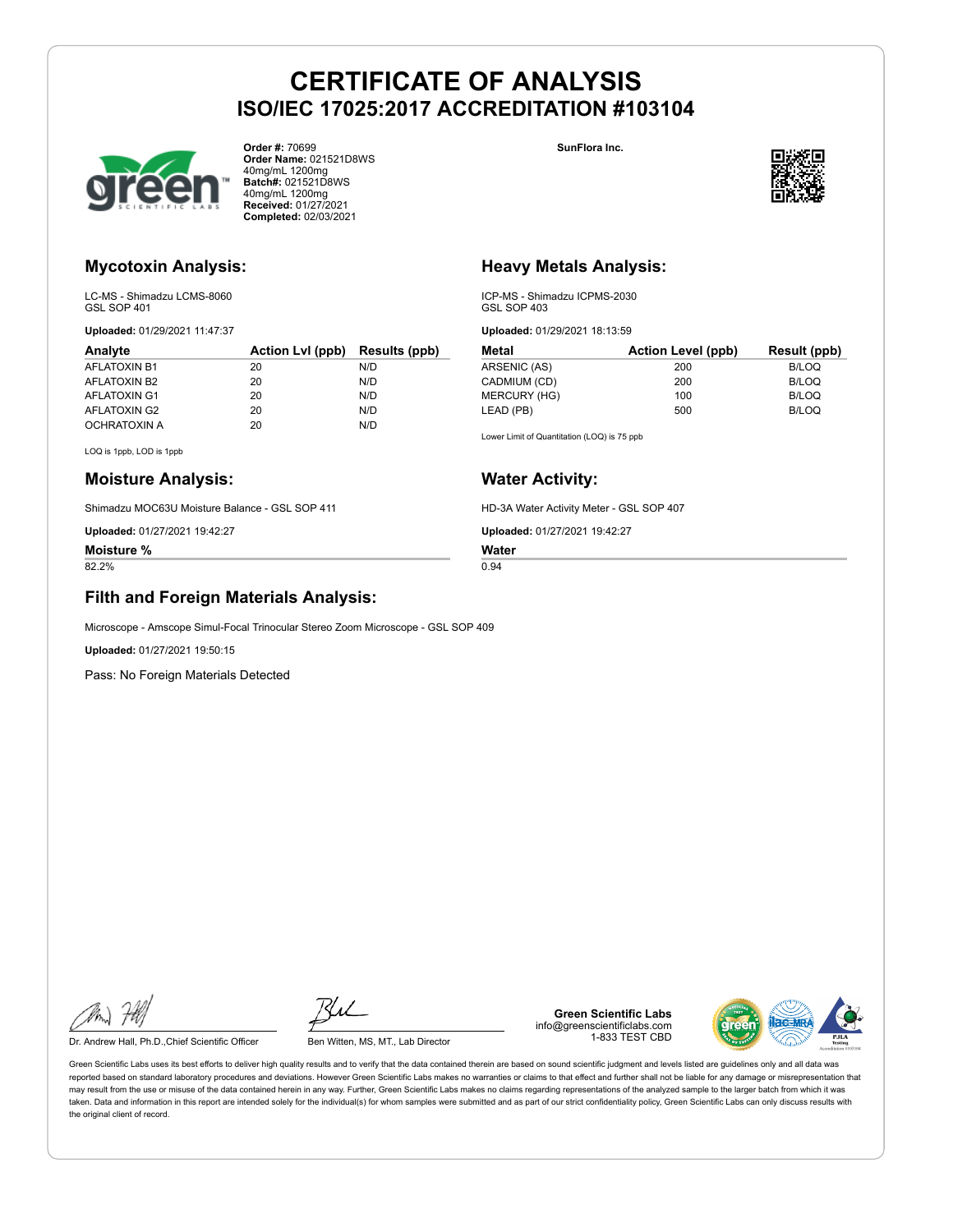# CERTIFICATE OF ANALYSIS
## ISO/IEC 17025:2017 ACCREDITATION #103104

**Order #:** 70699
**Order Name:** 021521D8WS 40mg/mL 1200mg
**Batch#:** 021521D8WS 40mg/mL 1200mg
**Received:** 01/27/2021
**Completed:** 02/03/2021

**SunFlora Inc.**

## Mycotoxin Analysis:

LC-MS - Shimadzu LCMS-8060
GSL SOP 401

**Uploaded:** 01/29/2021 11:47:37

| Analyte | Action Lvl (ppb) | Results (ppb) |
|---|---|---|
| AFLATOXIN B1 | 20 | N/D |
| AFLATOXIN B2 | 20 | N/D |
| AFLATOXIN G1 | 20 | N/D |
| AFLATOXIN G2 | 20 | N/D |
| OCHRATOXIN A | 20 | N/D |

LOQ is 1ppb, LOD is 1ppb

## Heavy Metals Analysis:

ICP-MS - Shimadzu ICPMS-2030
GSL SOP 403

**Uploaded:** 01/29/2021 18:13:59

| Metal | Action Level (ppb) | Result (ppb) |
|---|---|---|
| ARSENIC (AS) | 200 | B/LOQ |
| CADMIUM (CD) | 200 | B/LOQ |
| MERCURY (HG) | 100 | B/LOQ |
| LEAD (PB) | 500 | B/LOQ |

Lower Limit of Quantitation (LOQ) is 75 ppb

## Moisture Analysis:

Shimadzu MOC63U Moisture Balance - GSL SOP 411

**Uploaded:** 01/27/2021 19:42:27

| Moisture % |
|---|
| 82.2% |

## Water Activity:

HD-3A Water Activity Meter - GSL SOP 407

**Uploaded:** 01/27/2021 19:42:27

| Water |
|---|
| 0.94 |

## Filth and Foreign Materials Analysis:

Microscope - Amscope Simul-Focal Trinocular Stereo Zoom Microscope - GSL SOP 409

**Uploaded:** 01/27/2021 19:50:15

Pass: No Foreign Materials Detected

Dr. Andrew Hall, Ph.D.,Chief Scientific Officer

Ben Witten, MS, MT., Lab Director

**Green Scientific Labs**
info@greenscientificlabs.com
1-833 TEST CBD

Green Scientific Labs uses its best efforts to deliver high quality results and to verify that the data contained therein are based on sound scientific judgment and levels listed are guidelines only and all data was reported based on standard laboratory procedures and deviations. However Green Scientific Labs makes no warranties or claims to that effect and further shall not be liable for any damage or misrepresentation that may result from the use or misuse of the data contained herein in any way. Further, Green Scientific Labs makes no claims regarding representations of the analyzed sample to the larger batch from which it was taken. Data and information in this report are intended solely for the individual(s) for whom samples were submitted and as part of our strict confidentiality policy, Green Scientific Labs can only discuss results with the original client of record.